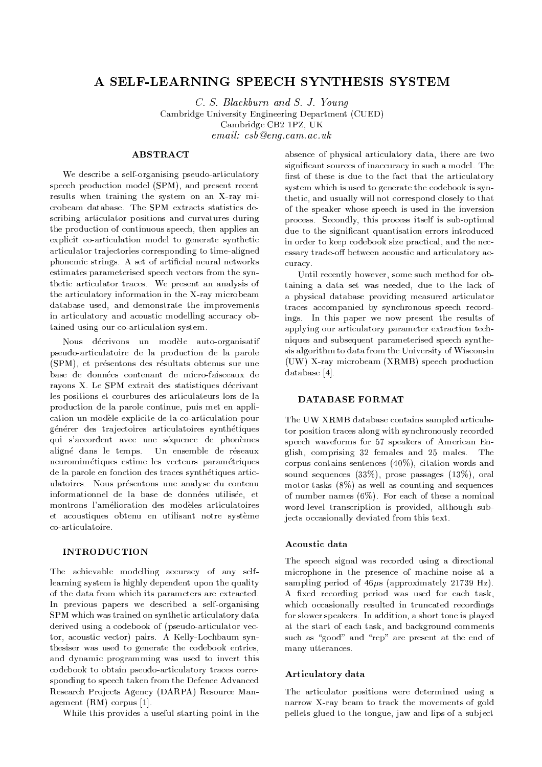# A SELF-LEARNING SPEECH SYNTHESIS SYSTEM

*C. S. Blackburn and S. J. Young*
Cambridge University Engineering Department (CUED)
Cambridge CB2 1PZ, UK
*email: csb@eng.cam.ac.uk*

## ABSTRACT

We describe a self-organising pseudo-articulatory speech production model (SPM), and present recent results when training the system on an X-ray microbeam database. The SPM extracts statistics describing articulator positions and curvatures during the production of continuous speech, then applies an explicit co-articulation model to generate synthetic articulator trajectories corresponding to time-aligned phonemic strings. A set of artificial neural networks estimates parameterised speech vectors from the synthetic articulator traces. We present an analysis of the articulatory information in the X-ray microbeam database used, and demonstrate the improvements in articulatory and acoustic modelling accuracy obtained using our co-articulation system.

Nous décrivons un modèle auto-organisatif pseudo-articulatoire de la production de la parole (SPM), et présentons des résultats obtenus sur une base de données contenant de micro-faisceaux de rayons X. Le SPM extrait des statistiques décrivant les positions et courbures des articulateurs lors de la production de la parole continue, puis met en application un modèle explicite de la co-articulation pour générer des trajectoires articulatoires synthétiques qui s'accordent avec une séquence de phonèmes aligné dans le temps. Un ensemble de réseaux neuromimétiques estime les vecteurs paramétriques de la parole en fonction des traces synthétiques articulatoires. Nous présentons une analyse du contenu informationnel de la base de données utilisée, et montrons l'amélioration des modèles articulatoires et acoustiques obtenu en utilisant notre système co-articulatoire.

## INTRODUCTION

The achievable modelling accuracy of any self-learning system is highly dependent upon the quality of the data from which its parameters are extracted. In previous papers we described a self-organising SPM which was trained on synthetic articulatory data derived using a codebook of (pseudo-articulator vector, acoustic vector) pairs. A Kelly-Lochbaum synthesiser was used to generate the codebook entries, and dynamic programming was used to invert this codebook to obtain pseudo-articulatory traces corresponding to speech taken from the Defence Advanced Research Projects Agency (DARPA) Resource Management (RM) corpus [1].

While this provides a useful starting point in the absence of physical articulatory data, there are two significant sources of inaccuracy in such a model. The first of these is due to the fact that the articulatory system which is used to generate the codebook is synthetic, and usually will not correspond closely to that of the speaker whose speech is used in the inversion process. Secondly, this process itself is sub-optimal due to the significant quantisation errors introduced in order to keep codebook size practical, and the necessary trade-off between acoustic and articulatory accuracy.

Until recently however, some such method for obtaining a data set was needed, due to the lack of a physical database providing measured articulator traces accompanied by synchronous speech recordings. In this paper we now present the results of applying our articulatory parameter extraction techniques and subsequent parameterised speech synthesis algorithm to data from the University of Wisconsin (UW) X-ray microbeam (XRMB) speech production database [4].

## DATABASE FORMAT

The UW XRMB database contains sampled articulator position traces along with synchronously recorded speech waveforms for 57 speakers of American English, comprising 32 females and 25 males. The corpus contains sentences (40%), citation words and sound sequences (33%), prose passages (13%), oral motor tasks (8%) as well as counting and sequences of number names (6%). For each of these a nominal word-level transcription is provided, although subjects occasionally deviated from this text.

### Acoustic data

The speech signal was recorded using a directional microphone in the presence of machine noise at a sampling period of 46$\mu$s (approximately 21739 Hz). A fixed recording period was used for each task, which occasionally resulted in truncated recordings for slower speakers. In addition, a short tone is played at the start of each task, and background comments such as "good" and "rep" are present at the end of many utterances.

### Articulatory data

The articulator positions were determined using a narrow X-ray beam to track the movements of gold pellets glued to the tongue, jaw and lips of a subject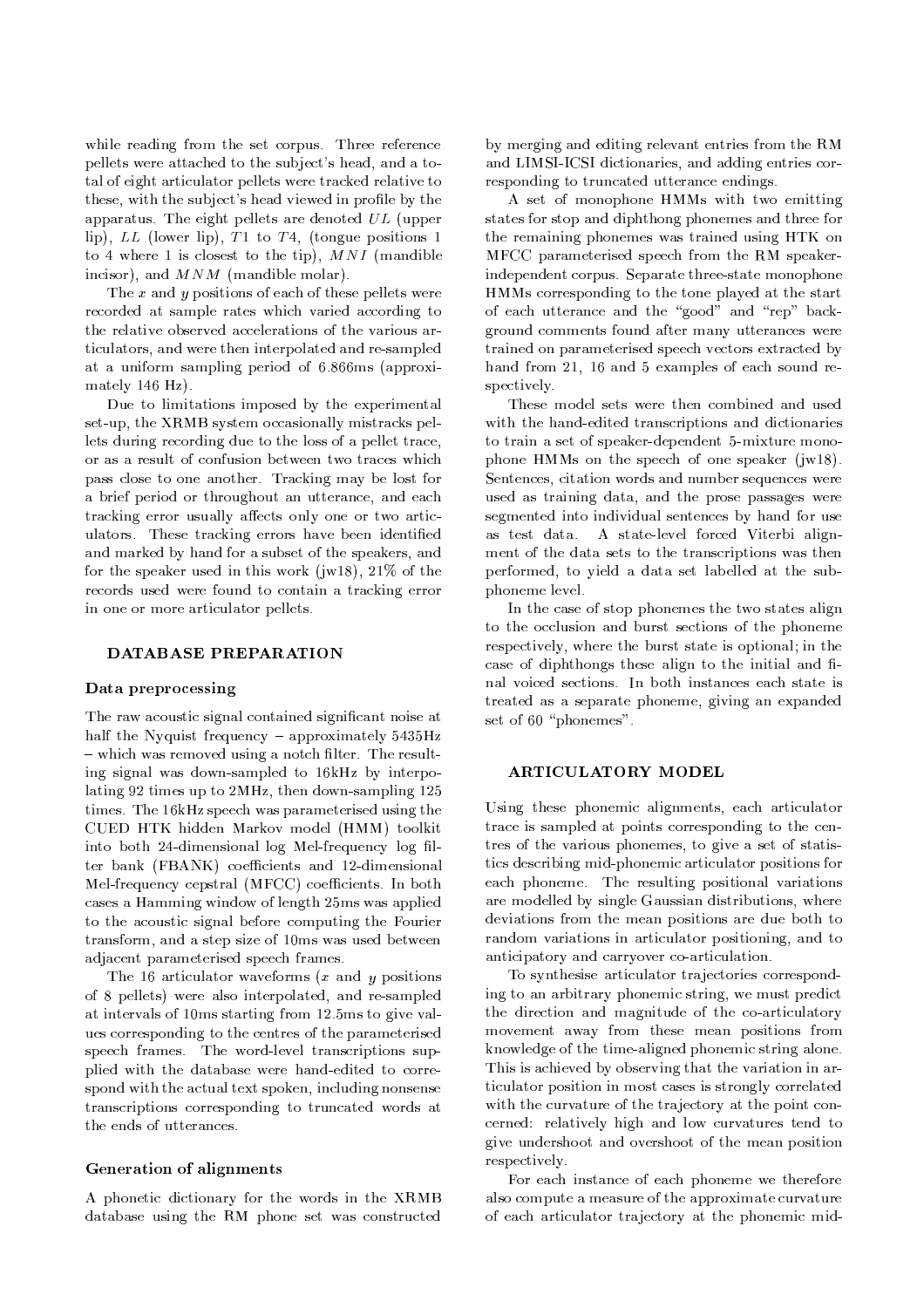while reading from the set corpus. Three reference pellets were attached to the subject's head, and a total of eight articulator pellets were tracked relative to these, with the subject's head viewed in profile by the apparatus. The eight pellets are denoted $UL$ (upper lip), $LL$ (lower lip), $T1$ to $T4$, (tongue positions 1 to 4 where 1 is closest to the tip), $MNI$ (mandible incisor), and $MNM$ (mandible molar).

The $x$ and $y$ positions of each of these pellets were recorded at sample rates which varied according to the relative observed accelerations of the various articulators, and were then interpolated and re-sampled at a uniform sampling period of 6.866ms (approximately 146 Hz).

Due to limitations imposed by the experimental set-up, the XRMB system occasionally mistracks pellets during recording due to the loss of a pellet trace, or as a result of confusion between two traces which pass close to one another. Tracking may be lost for a brief period or throughout an utterance, and each tracking error usually affects only one or two articulators. These tracking errors have been identified and marked by hand for a subset of the speakers, and for the speaker used in this work (jw18), 21% of the records used were found to contain a tracking error in one or more articulator pellets.

## DATABASE PREPARATION

### Data preprocessing

The raw acoustic signal contained significant noise at half the Nyquist frequency – approximately 5435Hz – which was removed using a notch filter. The resulting signal was down-sampled to 16kHz by interpolating 92 times up to 2MHz, then down-sampling 125 times. The 16kHz speech was parameterised using the CUED HTK hidden Markov model (HMM) toolkit into both 24-dimensional log Mel-frequency log filter bank (FBANK) coefficients and 12-dimensional Mel-frequency cepstral (MFCC) coefficients. In both cases a Hamming window of length 25ms was applied to the acoustic signal before computing the Fourier transform, and a step size of 10ms was used between adjacent parameterised speech frames.

The 16 articulator waveforms ($x$ and $y$ positions of 8 pellets) were also interpolated, and re-sampled at intervals of 10ms starting from 12.5ms to give values corresponding to the centres of the parameterised speech frames. The word-level transcriptions supplied with the database were hand-edited to correspond with the actual text spoken, including nonsense transcriptions corresponding to truncated words at the ends of utterances.

### Generation of alignments

A phonetic dictionary for the words in the XRMB database using the RM phone set was constructed by merging and editing relevant entries from the RM and LIMSI-ICSI dictionaries, and adding entries corresponding to truncated utterance endings.

A set of monophone HMMs with two emitting states for stop and diphthong phonemes and three for the remaining phonemes was trained using HTK on MFCC parameterised speech from the RM speaker-independent corpus. Separate three-state monophone HMMs corresponding to the tone played at the start of each utterance and the "good" and "rep" background comments found after many utterances were trained on parameterised speech vectors extracted by hand from 21, 16 and 5 examples of each sound respectively.

These model sets were then combined and used with the hand-edited transcriptions and dictionaries to train a set of speaker-dependent 5-mixture monophone HMMs on the speech of one speaker (jw18). Sentences, citation words and number sequences were used as training data, and the prose passages were segmented into individual sentences by hand for use as test data. A state-level forced Viterbi alignment of the data sets to the transcriptions was then performed, to yield a data set labelled at the sub-phoneme level.

In the case of stop phonemes the two states align to the occlusion and burst sections of the phoneme respectively, where the burst state is optional; in the case of diphthongs these align to the initial and final voiced sections. In both instances each state is treated as a separate phoneme, giving an expanded set of 60 "phonemes".

## ARTICULATORY MODEL

Using these phonemic alignments, each articulator trace is sampled at points corresponding to the centres of the various phonemes, to give a set of statistics describing mid-phonemic articulator positions for each phoneme. The resulting positional variations are modelled by single Gaussian distributions, where deviations from the mean positions are due both to random variations in articulator positioning, and to anticipatory and carryover co-articulation.

To synthesise articulator trajectories corresponding to an arbitrary phonemic string, we must predict the direction and magnitude of the co-articulatory movement away from these mean positions from knowledge of the time-aligned phonemic string alone. This is achieved by observing that the variation in articulator position in most cases is strongly correlated with the curvature of the trajectory at the point concerned: relatively high and low curvatures tend to give undershoot and overshoot of the mean position respectively.

For each instance of each phoneme we therefore also compute a measure of the approximate curvature of each articulator trajectory at the phonemic mid-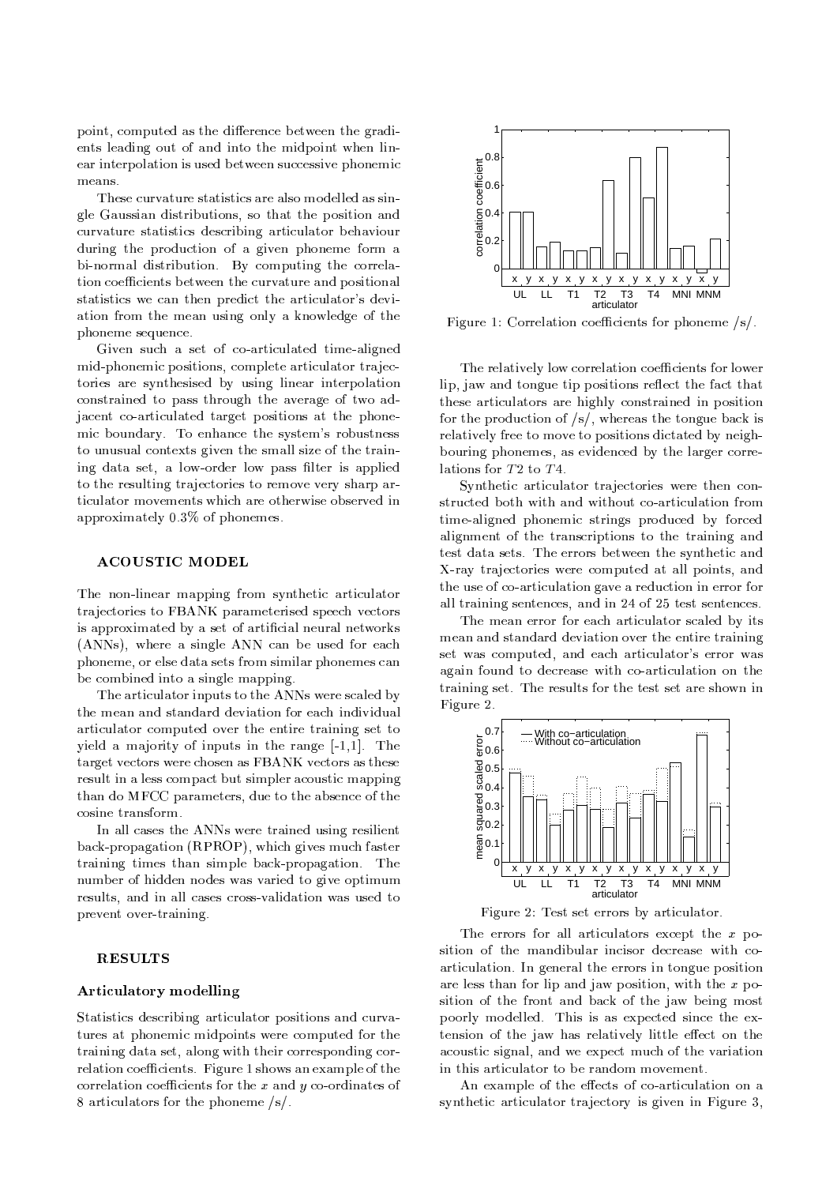point, computed as the difference between the gradients leading out of and into the midpoint when linear interpolation is used between successive phonemic means.

These curvature statistics are also modelled as single Gaussian distributions, so that the position and curvature statistics describing articulator behaviour during the production of a given phoneme form a bi-normal distribution. By computing the correlation coefficients between the curvature and positional statistics we can then predict the articulator's deviation from the mean using only a knowledge of the phoneme sequence.

Given such a set of co-articulated time-aligned mid-phonemic positions, complete articulator trajectories are synthesised by using linear interpolation constrained to pass through the average of two adjacent co-articulated target positions at the phonemic boundary. To enhance the system's robustness to unusual contexts given the small size of the training data set, a low-order low pass filter is applied to the resulting trajectories to remove very sharp articulator movements which are otherwise observed in approximately 0.3% of phonemes.

## ACOUSTIC MODEL

The non-linear mapping from synthetic articulator trajectories to FBANK parameterised speech vectors is approximated by a set of artificial neural networks (ANNs), where a single ANN can be used for each phoneme, or else data sets from similar phonemes can be combined into a single mapping.

The articulator inputs to the ANNs were scaled by the mean and standard deviation for each individual articulator computed over the entire training set to yield a majority of inputs in the range [-1,1]. The target vectors were chosen as FBANK vectors as these result in a less compact but simpler acoustic mapping than do MFCC parameters, due to the absence of the cosine transform.

In all cases the ANNs were trained using resilient back-propagation (RPROP), which gives much faster training times than simple back-propagation. The number of hidden nodes was varied to give optimum results, and in all cases cross-validation was used to prevent over-training.

## RESULTS

### Articulatory modelling

Statistics describing articulator positions and curvatures at phonemic midpoints were computed for the training data set, along with their corresponding correlation coefficients. Figure 1 shows an example of the correlation coefficients for the $x$ and $y$ co-ordinates of 8 articulators for the phoneme /s/.

Figure 1: Correlation coefficients for phoneme /s/.

The relatively low correlation coefficients for lower lip, jaw and tongue tip positions reflect the fact that these articulators are highly constrained in position for the production of /s/, whereas the tongue back is relatively free to move to positions dictated by neighbouring phonemes, as evidenced by the larger correlations for $T2$ to $T4$.

Synthetic articulator trajectories were then constructed both with and without co-articulation from time-aligned phonemic strings produced by forced alignment of the transcriptions to the training and test data sets. The errors between the synthetic and X-ray trajectories were computed at all points, and the use of co-articulation gave a reduction in error for all training sentences, and in 24 of 25 test sentences.

The mean error for each articulator scaled by its mean and standard deviation over the entire training set was computed, and each articulator's error was again found to decrease with co-articulation on the training set. The results for the test set are shown in Figure 2.

Figure 2: Test set errors by articulator.

The errors for all articulators except the $x$ position of the mandibular incisor decrease with co-articulation. In general the errors in tongue position are less than for lip and jaw position, with the $x$ position of the front and back of the jaw being most poorly modelled. This is as expected since the extension of the jaw has relatively little effect on the acoustic signal, and we expect much of the variation in this articulator to be random movement.

An example of the effects of co-articulation on a synthetic articulator trajectory is given in Figure 3,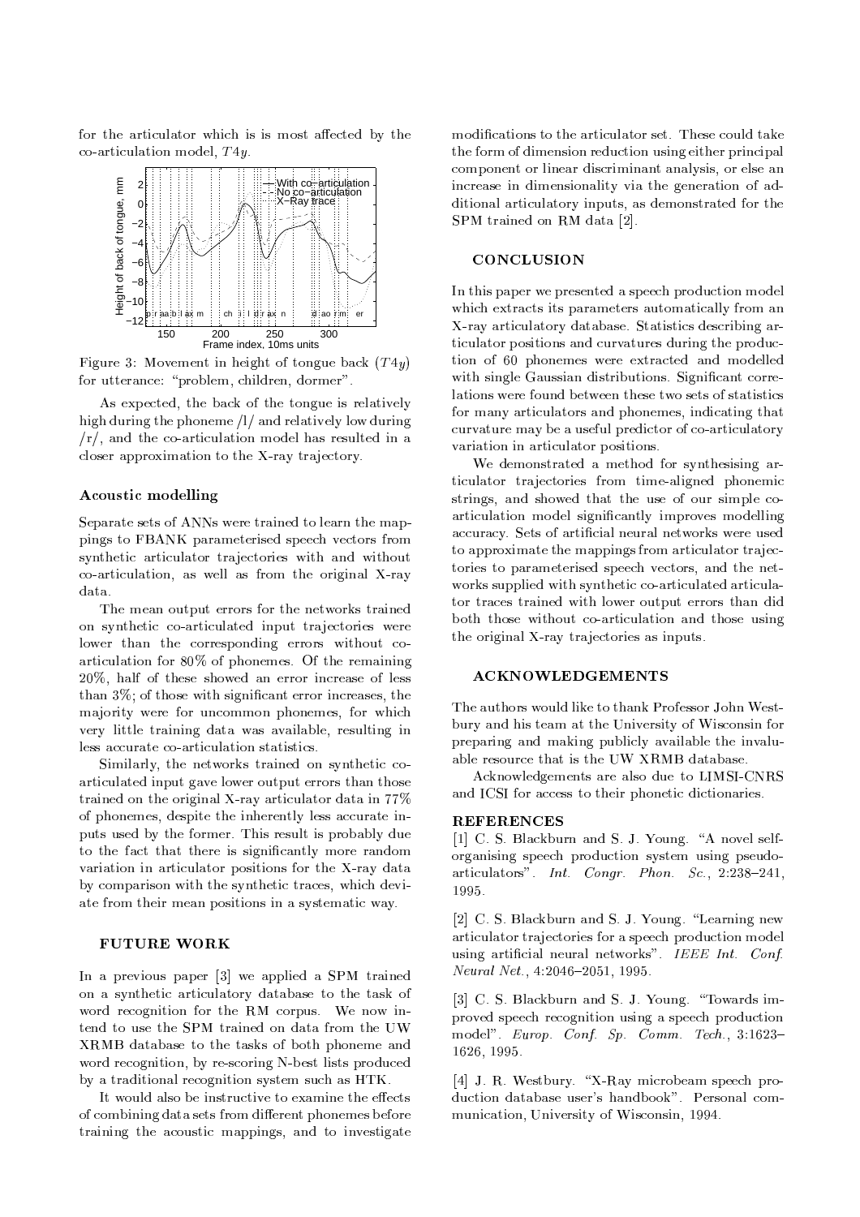for the articulator which is is most affected by the co-articulation model, $T4y$.

Height of back of tongue, mm

2
0
−2
−4
−6
−8
−10
−12

With co−articulation
No co−articulation
X−Ray trace

p r aa b l ax m ch i l d r ax n d ao r m er

150 200 250 300
Frame index, 10ms units

Figure 3: Movement in height of tongue back ($T4y$) for utterance: "problem, children, dormer".

As expected, the back of the tongue is relatively high during the phoneme /l/ and relatively low during /r/, and the co-articulation model has resulted in a closer approximation to the X-ray trajectory.

### Acoustic modelling

Separate sets of ANNs were trained to learn the mappings to FBANK parameterised speech vectors from synthetic articulator trajectories with and without co-articulation, as well as from the original X-ray data.

The mean output errors for the networks trained on synthetic co-articulated input trajectories were lower than the corresponding errors without co-articulation for 80% of phonemes. Of the remaining 20%, half of these showed an error increase of less than 3%; of those with significant error increases, the majority were for uncommon phonemes, for which very little training data was available, resulting in less accurate co-articulation statistics.

Similarly, the networks trained on synthetic co-articulated input gave lower output errors than those trained on the original X-ray articulator data in 77% of phonemes, despite the inherently less accurate inputs used by the former. This result is probably due to the fact that there is significantly more random variation in articulator positions for the X-ray data by comparison with the synthetic traces, which deviate from their mean positions in a systematic way.

## FUTURE WORK

In a previous paper [3] we applied a SPM trained on a synthetic articulatory database to the task of word recognition for the RM corpus. We now intend to use the SPM trained on data from the UW XRMB database to the tasks of both phoneme and word recognition, by re-scoring N-best lists produced by a traditional recognition system such as HTK.

It would also be instructive to examine the effects of combining data sets from different phonemes before training the acoustic mappings, and to investigate modifications to the articulator set. These could take the form of dimension reduction using either principal component or linear discriminant analysis, or else an increase in dimensionality via the generation of additional articulatory inputs, as demonstrated for the SPM trained on RM data [2].

## CONCLUSION

In this paper we presented a speech production model which extracts its parameters automatically from an X-ray articulatory database. Statistics describing articulator positions and curvatures during the production of 60 phonemes were extracted and modelled with single Gaussian distributions. Significant correlations were found between these two sets of statistics for many articulators and phonemes, indicating that curvature may be a useful predictor of co-articulatory variation in articulator positions.

We demonstrated a method for synthesising articulator trajectories from time-aligned phonemic strings, and showed that the use of our simple co-articulation model significantly improves modelling accuracy. Sets of artificial neural networks were used to approximate the mappings from articulator trajectories to parameterised speech vectors, and the networks supplied with synthetic co-articulated articulator traces trained with lower output errors than did both those without co-articulation and those using the original X-ray trajectories as inputs.

## ACKNOWLEDGEMENTS

The authors would like to thank Professor John Westbury and his team at the University of Wisconsin for preparing and making publicly available the invaluable resource that is the UW XRMB database.

Acknowledgements are also due to LIMSI-CNRS and ICSI for access to their phonetic dictionaries.

## REFERENCES

[1] C. S. Blackburn and S. J. Young. "A novel self-organising speech production system using pseudo-articulators". *Int. Congr. Phon. Sc.*, 2:238–241, 1995.

[2] C. S. Blackburn and S. J. Young. "Learning new articulator trajectories for a speech production model using artificial neural networks". *IEEE Int. Conf. Neural Net.*, 4:2046–2051, 1995.

[3] C. S. Blackburn and S. J. Young. "Towards improved speech recognition using a speech production model". *Europ. Conf. Sp. Comm. Tech.*, 3:1623–1626, 1995.

[4] J. R. Westbury. "X-Ray microbeam speech production database user's handbook". Personal communication, University of Wisconsin, 1994.